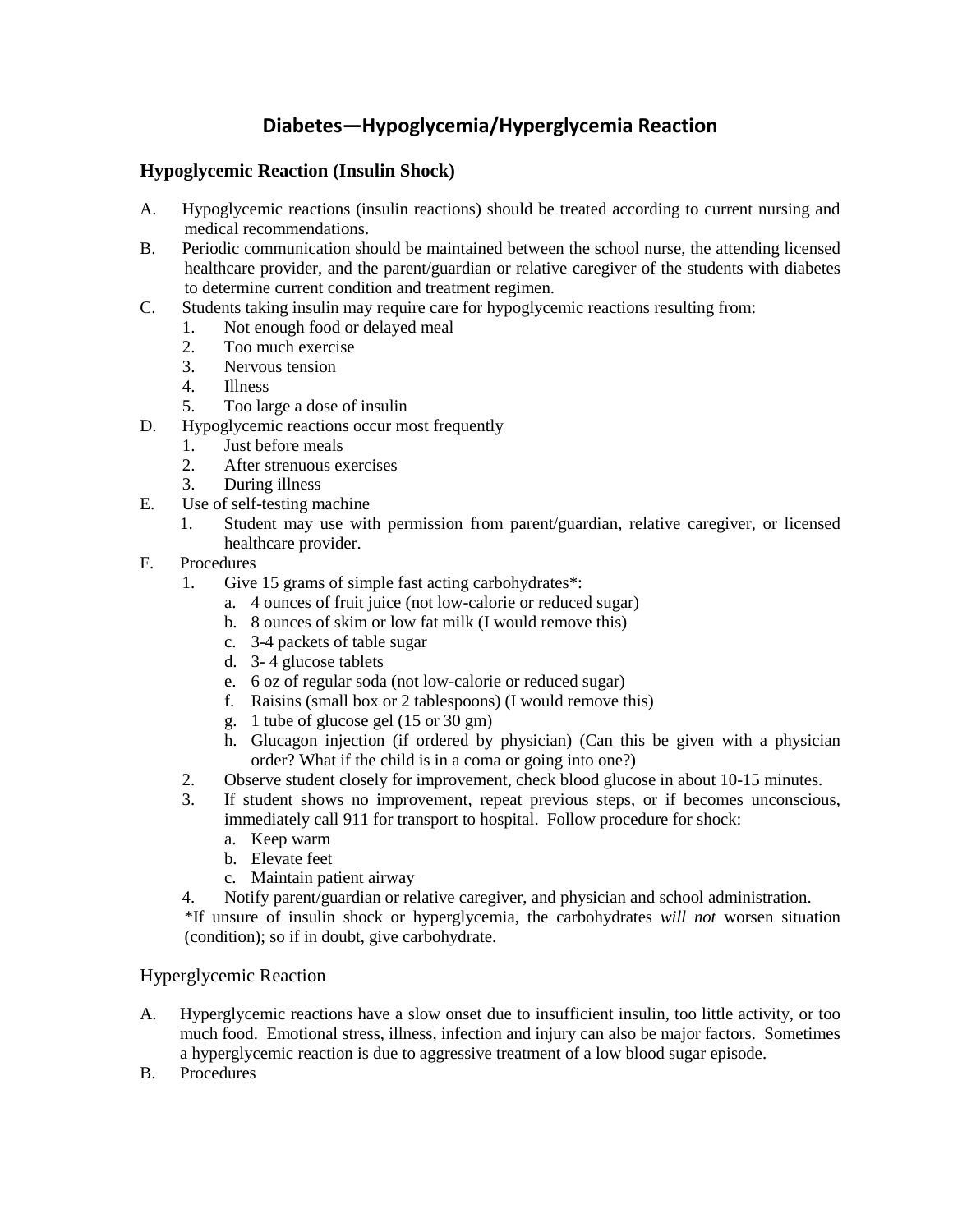# Diabetes—Hypoglycemia/Hyperglycemia Reaction

## Hypoglycemic Reaction (Insulin Shock)

A. Hypoglycemic reactions (insulin reactions) should be treated according to current nursing and medical recommendations.

B. Periodic communication should be maintained between the school nurse, the attending licensed healthcare provider, and the parent/guardian or relative caregiver of the students with diabetes to determine current condition and treatment regimen.

C. Students taking insulin may require care for hypoglycemic reactions resulting from:
   1. Not enough food or delayed meal
   2. Too much exercise
   3. Nervous tension
   4. Illness
   5. Too large a dose of insulin

D. Hypoglycemic reactions occur most frequently
   1. Just before meals
   2. After strenuous exercises
   3. During illness

E. Use of self-testing machine
   1. Student may use with permission from parent/guardian, relative caregiver, or licensed healthcare provider.

F. Procedures
   1. Give 15 grams of simple fast acting carbohydrates*:
      a. 4 ounces of fruit juice (not low-calorie or reduced sugar)
      b. 8 ounces of skim or low fat milk (I would remove this)
      c. 3-4 packets of table sugar
      d. 3- 4 glucose tablets
      e. 6 oz of regular soda (not low-calorie or reduced sugar)
      f. Raisins (small box or 2 tablespoons) (I would remove this)
      g. 1 tube of glucose gel (15 or 30 gm)
      h. Glucagon injection (if ordered by physician) (Can this be given with a physician order? What if the child is in a coma or going into one?)
   2. Observe student closely for improvement, check blood glucose in about 10-15 minutes.
   3. If student shows no improvement, repeat previous steps, or if becomes unconscious, immediately call 911 for transport to hospital. Follow procedure for shock:
      a. Keep warm
      b. Elevate feet
      c. Maintain patient airway
   4. Notify parent/guardian or relative caregiver, and physician and school administration.

   *If unsure of insulin shock or hyperglycemia, the carbohydrates *will not* worsen situation (condition); so if in doubt, give carbohydrate.

## Hyperglycemic Reaction

A. Hyperglycemic reactions have a slow onset due to insufficient insulin, too little activity, or too much food. Emotional stress, illness, infection and injury can also be major factors. Sometimes a hyperglycemic reaction is due to aggressive treatment of a low blood sugar episode.

B. Procedures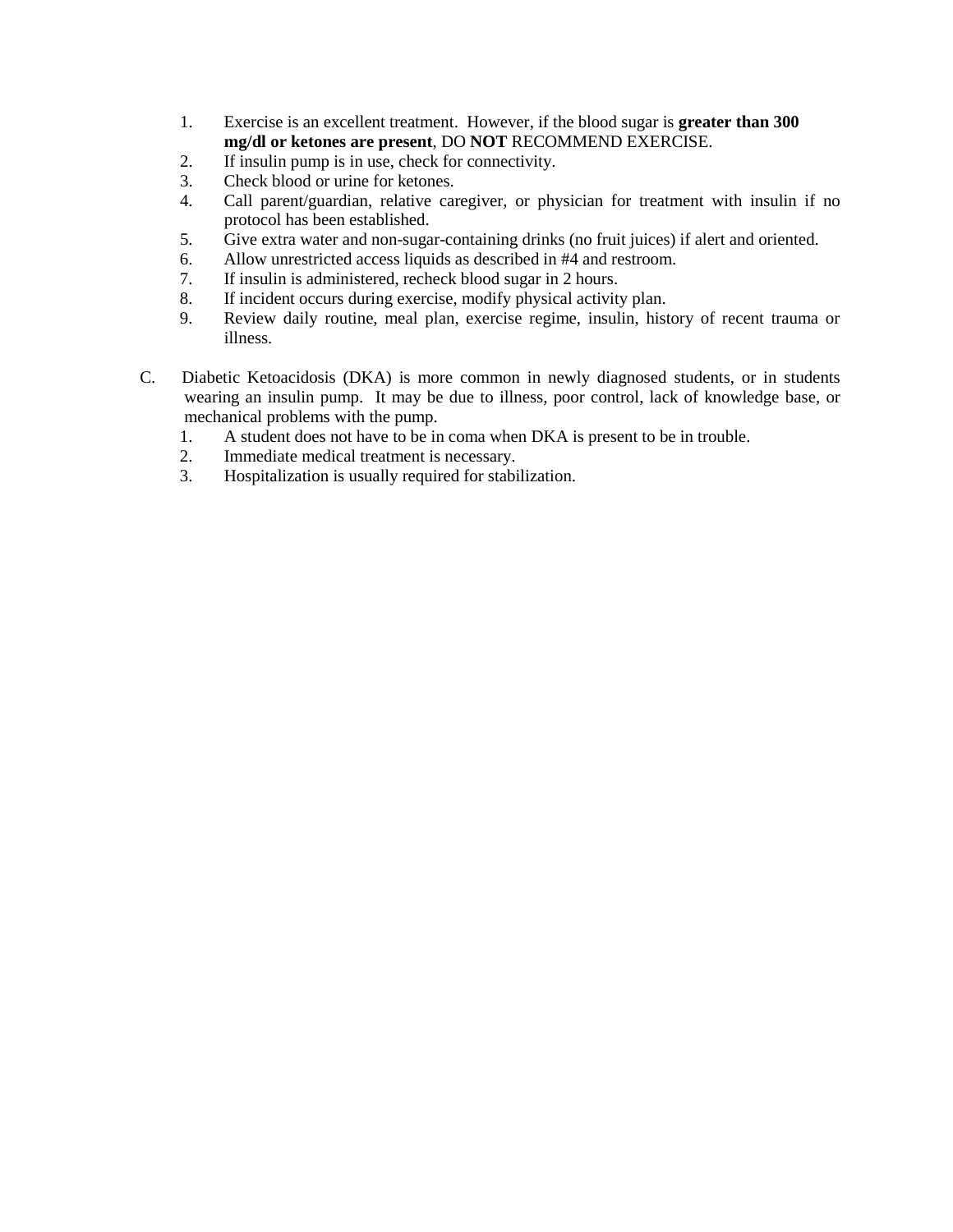1. Exercise is an excellent treatment. However, if the blood sugar is **greater than 300 mg/dl or ketones are present**, DO **NOT** RECOMMEND EXERCISE.
2. If insulin pump is in use, check for connectivity.
3. Check blood or urine for ketones.
4. Call parent/guardian, relative caregiver, or physician for treatment with insulin if no protocol has been established.
5. Give extra water and non-sugar-containing drinks (no fruit juices) if alert and oriented.
6. Allow unrestricted access liquids as described in #4 and restroom.
7. If insulin is administered, recheck blood sugar in 2 hours.
8. If incident occurs during exercise, modify physical activity plan.
9. Review daily routine, meal plan, exercise regime, insulin, history of recent trauma or illness.

C. Diabetic Ketoacidosis (DKA) is more common in newly diagnosed students, or in students wearing an insulin pump. It may be due to illness, poor control, lack of knowledge base, or mechanical problems with the pump.

1. A student does not have to be in coma when DKA is present to be in trouble.
2. Immediate medical treatment is necessary.
3. Hospitalization is usually required for stabilization.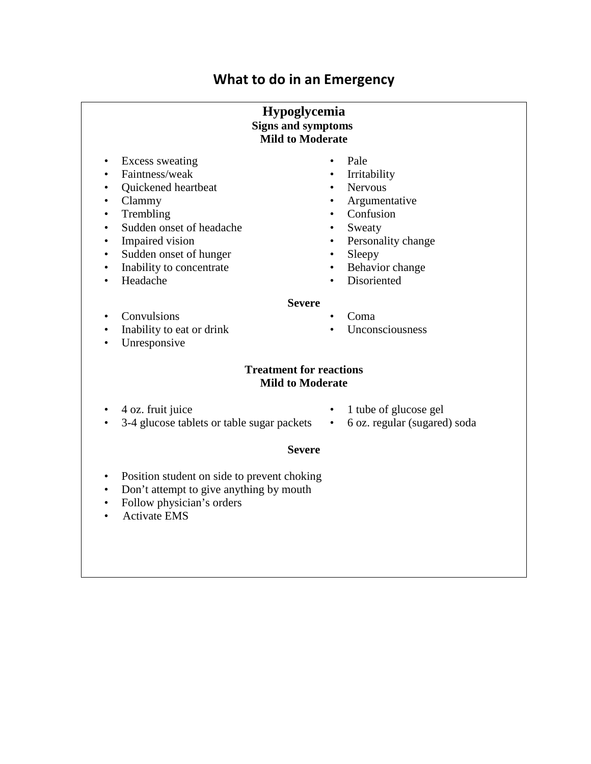# What to do in an Emergency

## Hypoglycemia

### Signs and symptoms

**Mild to Moderate**

- Excess sweating
- Faintness/weak
- Quickened heartbeat
- Clammy
- Trembling
- Sudden onset of headache
- Impaired vision
- Sudden onset of hunger
- Inability to concentrate
- Headache
- Pale
- Irritability
- Nervous
- Argumentative
- Confusion
- Sweaty
- Personality change
- Sleepy
- Behavior change
- Disoriented

**Severe**

- Convulsions
- Inability to eat or drink
- Unresponsive
- Coma
- Unconsciousness

### Treatment for reactions

**Mild to Moderate**

- 4 oz. fruit juice
- 3-4 glucose tablets or table sugar packets
- 1 tube of glucose gel
- 6 oz. regular (sugared) soda

**Severe**

- Position student on side to prevent choking
- Don't attempt to give anything by mouth
- Follow physician's orders
- Activate EMS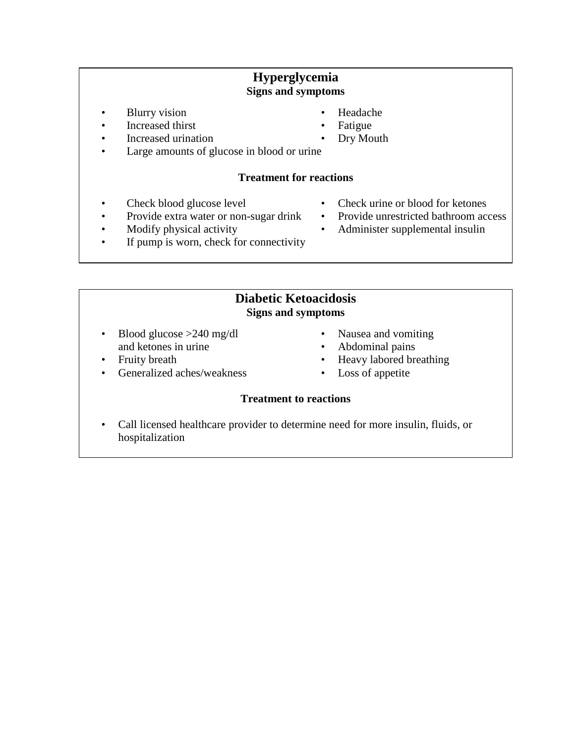## Hyperglycemia

### Signs and symptoms

- Blurry vision
- Increased thirst
- Increased urination
- Large amounts of glucose in blood or urine
- Headache
- Fatigue
- Dry Mouth

### Treatment for reactions

- Check blood glucose level
- Provide extra water or non-sugar drink
- Modify physical activity
- If pump is worn, check for connectivity
- Check urine or blood for ketones
- Provide unrestricted bathroom access
- Administer supplemental insulin

## Diabetic Ketoacidosis

### Signs and symptoms

- Blood glucose >240 mg/dl and ketones in urine
- Fruity breath
- Generalized aches/weakness
- Nausea and vomiting
- Abdominal pains
- Heavy labored breathing
- Loss of appetite

### Treatment to reactions

- Call licensed healthcare provider to determine need for more insulin, fluids, or hospitalization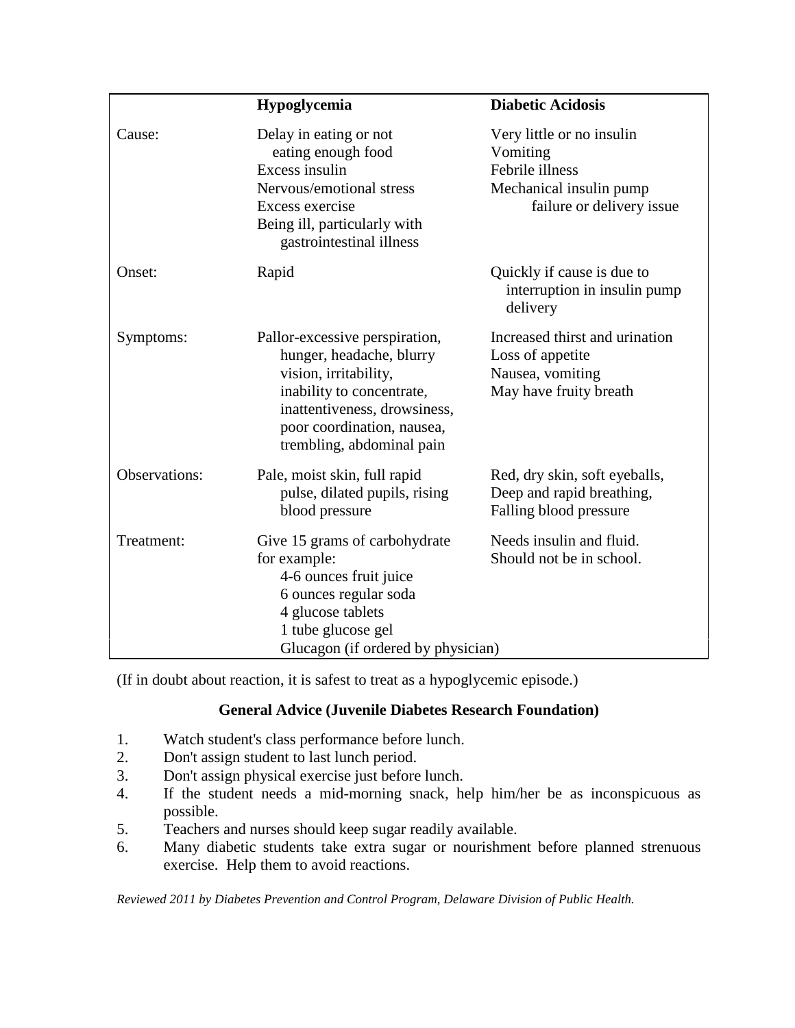| | Hypoglycemia | Diabetic Acidosis |
|---|---|---|
| Cause: | Delay in eating or not eating enough food<br>Excess insulin<br>Nervous/emotional stress<br>Excess exercise<br>Being ill, particularly with gastrointestinal illness | Very little or no insulin<br>Vomiting<br>Febrile illness<br>Mechanical insulin pump failure or delivery issue |
| Onset: | Rapid | Quickly if cause is due to interruption in insulin pump delivery |
| Symptoms: | Pallor-excessive perspiration, hunger, headache, blurry vision, irritability, inability to concentrate, inattentiveness, drowsiness, poor coordination, nausea, trembling, abdominal pain | Increased thirst and urination<br>Loss of appetite<br>Nausea, vomiting<br>May have fruity breath |
| Observations: | Pale, moist skin, full rapid pulse, dilated pupils, rising blood pressure | Red, dry skin, soft eyeballs,<br>Deep and rapid breathing,<br>Falling blood pressure |
| Treatment: | Give 15 grams of carbohydrate for example:<br>4-6 ounces fruit juice<br>6 ounces regular soda<br>4 glucose tablets<br>1 tube glucose gel<br>Glucagon (if ordered by physician) | Needs insulin and fluid.<br>Should not be in school. |

(If in doubt about reaction, it is safest to treat as a hypoglycemic episode.)

## General Advice (Juvenile Diabetes Research Foundation)

1. Watch student's class performance before lunch.
2. Don't assign student to last lunch period.
3. Don't assign physical exercise just before lunch.
4. If the student needs a mid-morning snack, help him/her be as inconspicuous as possible.
5. Teachers and nurses should keep sugar readily available.
6. Many diabetic students take extra sugar or nourishment before planned strenuous exercise. Help them to avoid reactions.

*Reviewed 2011 by Diabetes Prevention and Control Program, Delaware Division of Public Health.*